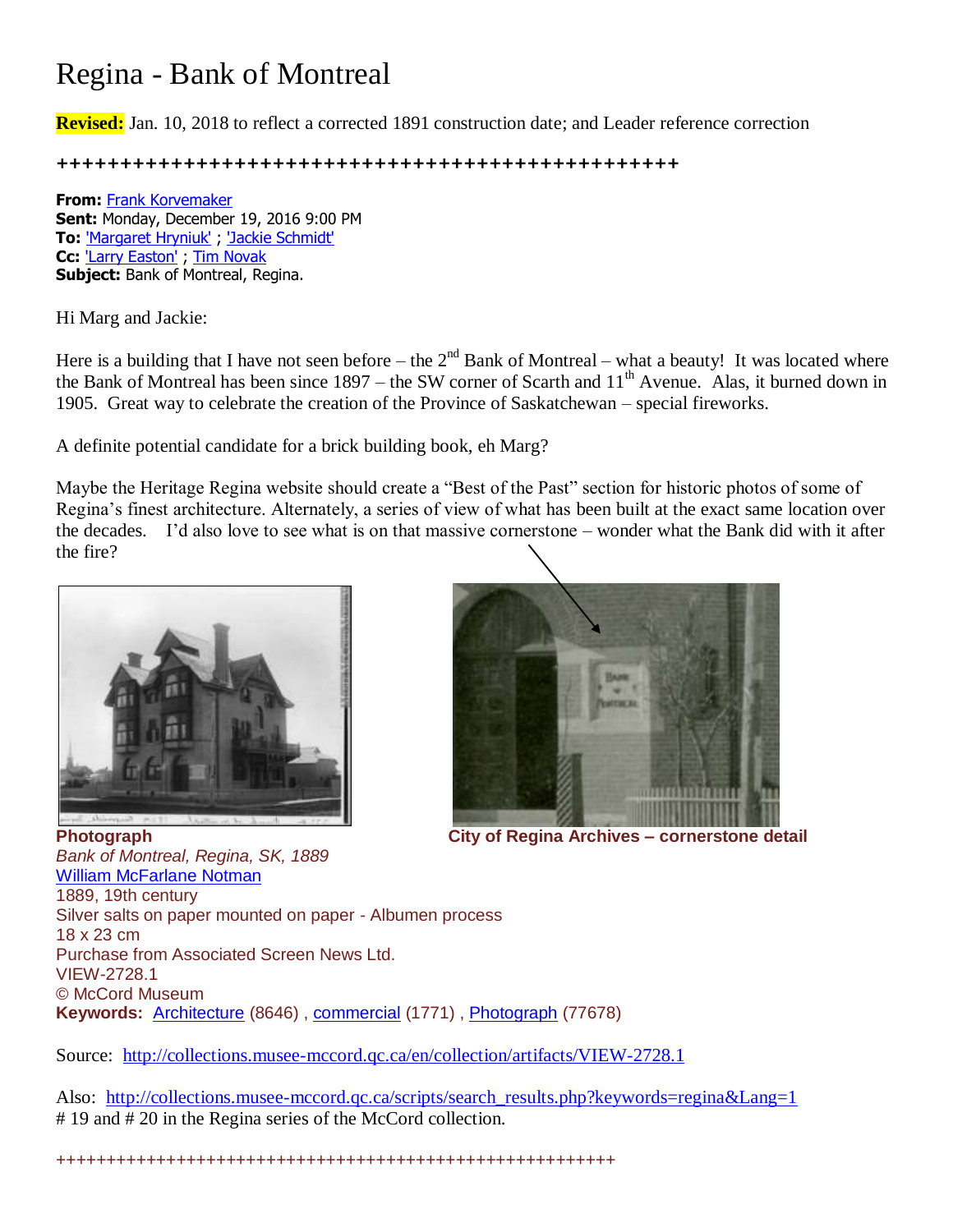# Regina - Bank of Montreal

**Revised:** Jan. 10, 2018 to reflect a corrected 1891 construction date; and Leader reference correction

++++++++++++++++++++++++++++++++++++++++++++++++

**From:** Frank Korvemaker
**Sent:** Monday, December 19, 2016 9:00 PM
**To:** 'Margaret Hryniuk' ; 'Jackie Schmidt'
**Cc:** 'Larry Easton' ; Tim Novak
**Subject:** Bank of Montreal, Regina.

Hi Marg and Jackie:

Here is a building that I have not seen before – the 2nd Bank of Montreal – what a beauty! It was located where the Bank of Montreal has been since 1897 – the SW corner of Scarth and 11th Avenue. Alas, it burned down in 1905. Great way to celebrate the creation of the Province of Saskatchewan – special fireworks.

A definite potential candidate for a brick building book, eh Marg?

Maybe the Heritage Regina website should create a "Best of the Past" section for historic photos of some of Regina's finest architecture. Alternately, a series of view of what has been built at the exact same location over the decades. I'd also love to see what is on that massive cornerstone – wonder what the Bank did with it after the fire?

**Photograph**
*Bank of Montreal, Regina, SK, 1889*
William McFarlane Notman
1889, 19th century
Silver salts on paper mounted on paper - Albumen process
18 x 23 cm
Purchase from Associated Screen News Ltd.
VIEW-2728.1
© McCord Museum
**Keywords:** Architecture (8646) , commercial (1771) , Photograph (77678)

**City of Regina Archives – cornerstone detail**

Source: http://collections.musee-mccord.qc.ca/en/collection/artifacts/VIEW-2728.1

Also: http://collections.musee-mccord.qc.ca/scripts/search_results.php?keywords=regina&Lang=1
# 19 and # 20 in the Regina series of the McCord collection.

++++++++++++++++++++++++++++++++++++++++++++++++++++++++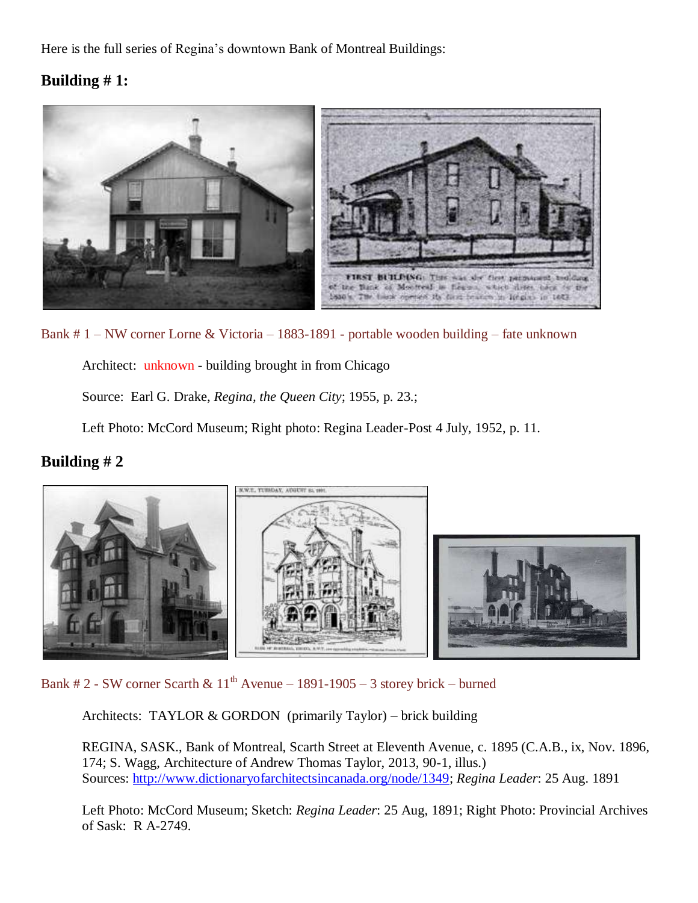Here is the full series of Regina's downtown Bank of Montreal Buildings:

## Building # 1:

Bank # 1 – NW corner Lorne & Victoria – 1883-1891 - portable wooden building – fate unknown

Architect: unknown - building brought in from Chicago

Source: Earl G. Drake, *Regina, the Queen City*; 1955, p. 23.;

Left Photo: McCord Museum; Right photo: Regina Leader-Post 4 July, 1952, p. 11.

## Building # 2

Bank # 2 - SW corner Scarth & 11th Avenue – 1891-1905 – 3 storey brick – burned

Architects: TAYLOR & GORDON (primarily Taylor) – brick building

REGINA, SASK., Bank of Montreal, Scarth Street at Eleventh Avenue, c. 1895 (C.A.B., ix, Nov. 1896, 174; S. Wagg, Architecture of Andrew Thomas Taylor, 2013, 90-1, illus.)
Sources: http://www.dictionaryofarchitectsincanada.org/node/1349; *Regina Leader*: 25 Aug. 1891

Left Photo: McCord Museum; Sketch: *Regina Leader*: 25 Aug, 1891; Right Photo: Provincial Archives of Sask: R A-2749.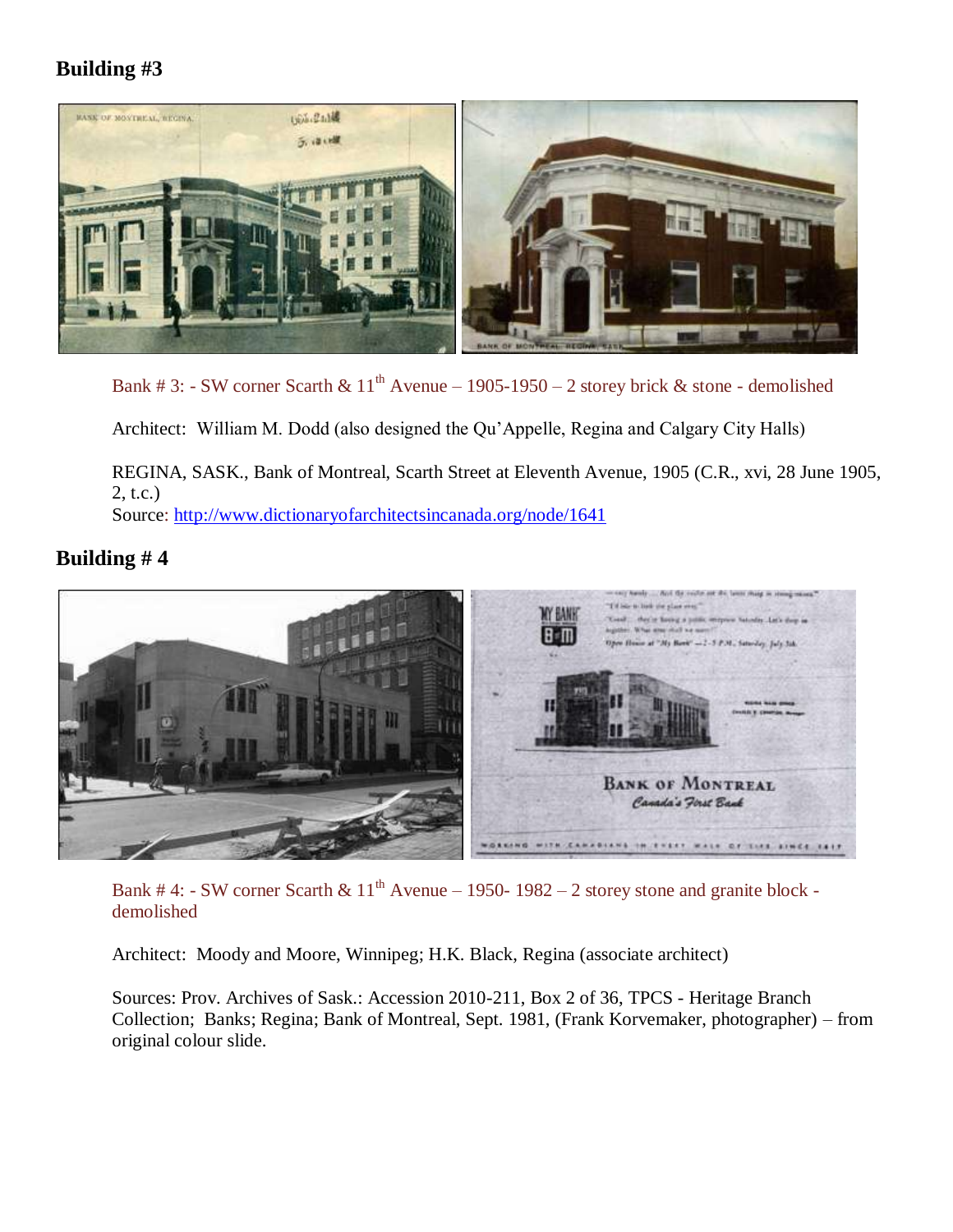## Building #3

Bank # 3: - SW corner Scarth & 11th Avenue – 1905-1950 – 2 storey brick & stone - demolished

Architect: William M. Dodd (also designed the Qu'Appelle, Regina and Calgary City Halls)

REGINA, SASK., Bank of Montreal, Scarth Street at Eleventh Avenue, 1905 (C.R., xvi, 28 June 1905, 2, t.c.)
Source: http://www.dictionaryofarchitectsincanada.org/node/1641

## Building # 4

Bank # 4: - SW corner Scarth & 11th Avenue – 1950- 1982 – 2 storey stone and granite block - demolished

Architect: Moody and Moore, Winnipeg; H.K. Black, Regina (associate architect)

Sources: Prov. Archives of Sask.: Accession 2010-211, Box 2 of 36, TPCS - Heritage Branch Collection; Banks; Regina; Bank of Montreal, Sept. 1981, (Frank Korvemaker, photographer) – from original colour slide.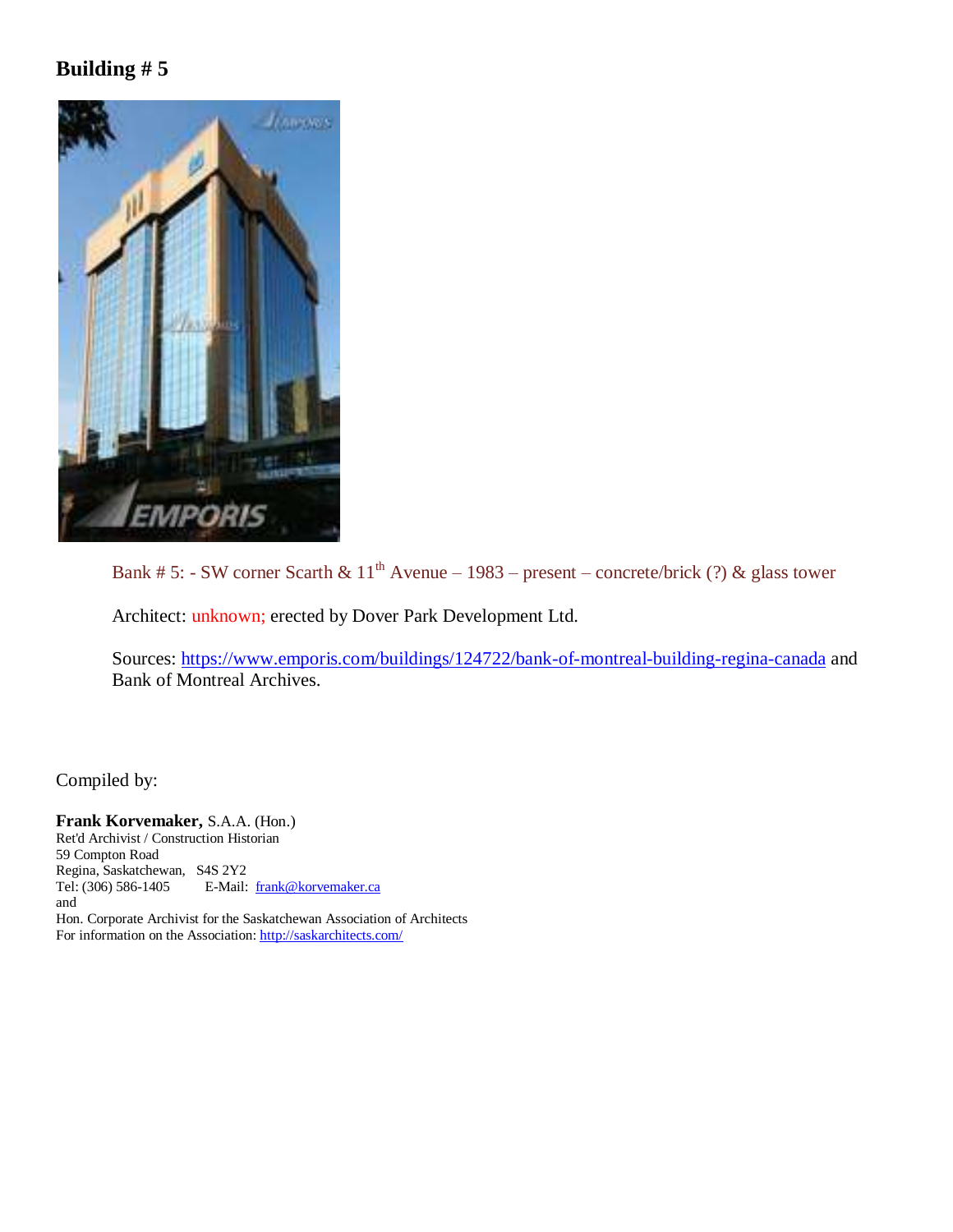## Building # 5

Bank # 5: - SW corner Scarth & 11th Avenue – 1983 – present – concrete/brick (?) & glass tower

Architect: unknown; erected by Dover Park Development Ltd.

Sources: https://www.emporis.com/buildings/124722/bank-of-montreal-building-regina-canada and Bank of Montreal Archives.

Compiled by:

**Frank Korvemaker,** S.A.A. (Hon.)
Ret'd Archivist / Construction Historian
59 Compton Road
Regina, Saskatchewan, S4S 2Y2
Tel: (306) 586-1405 E-Mail: frank@korvemaker.ca
and
Hon. Corporate Archivist for the Saskatchewan Association of Architects
For information on the Association: http://saskarchitects.com/